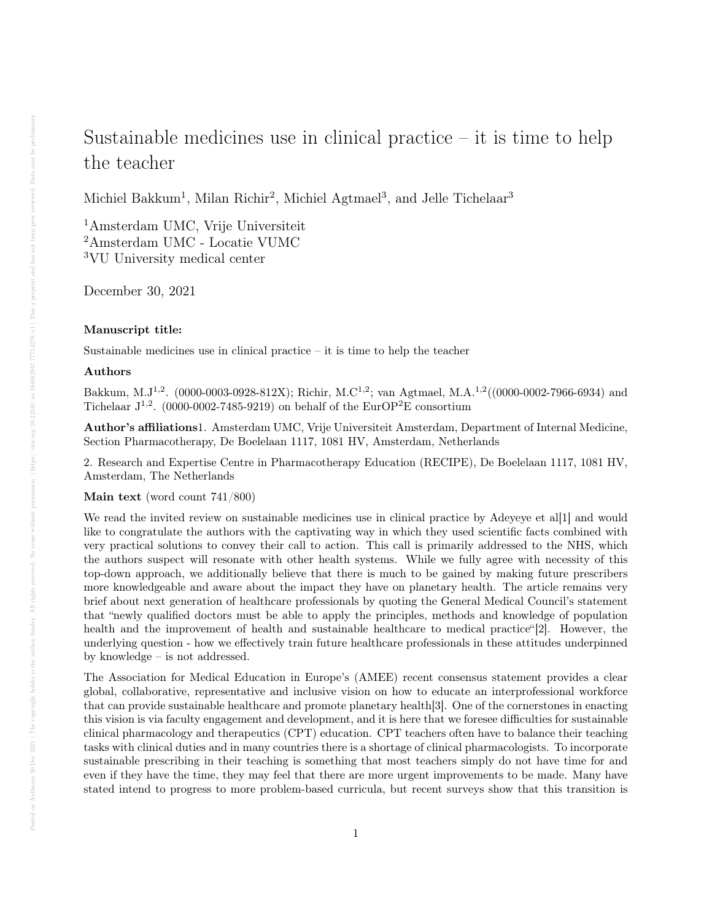# Sustainable medicines use in clinical practice – it is time to help the teacher

Michiel Bakkum[1], Milan Richir[2], Michiel Agtmael[3], and Jelle Tichelaar[3]

[1]Amsterdam UMC, Vrije Universiteit
[2]Amsterdam UMC - Locatie VUMC
[3]VU University medical center

December 30, 2021

**Manuscript title:**

Sustainable medicines use in clinical practice – it is time to help the teacher

**Authors**

Bakkum, M.J[1,2]. (0000-0003-0928-812X); Richir, M.C[1,2]; van Agtmael, M.A.[1,2]((0000-0002-7966-6934) and Tichelaar J[1,2]. (0000-0002-7485-9219) on behalf of the EurOP$^2$E consortium

**Author's affiliations**1. Amsterdam UMC, Vrije Universiteit Amsterdam, Department of Internal Medicine, Section Pharmacotherapy, De Boelelaan 1117, 1081 HV, Amsterdam, Netherlands

2. Research and Expertise Centre in Pharmacotherapy Education (RECIPE), De Boelelaan 1117, 1081 HV, Amsterdam, The Netherlands

**Main text** (word count 741/800)

We read the invited review on sustainable medicines use in clinical practice by Adeyeye et al[1] and would like to congratulate the authors with the captivating way in which they used scientific facts combined with very practical solutions to convey their call to action. This call is primarily addressed to the NHS, which the authors suspect will resonate with other health systems. While we fully agree with necessity of this top-down approach, we additionally believe that there is much to be gained by making future prescribers more knowledgeable and aware about the impact they have on planetary health. The article remains very brief about next generation of healthcare professionals by quoting the General Medical Council's statement that "newly qualified doctors must be able to apply the principles, methods and knowledge of population health and the improvement of health and sustainable healthcare to medical practice"[2]. However, the underlying question - how we effectively train future healthcare professionals in these attitudes underpinned by knowledge – is not addressed.

The Association for Medical Education in Europe's (AMEE) recent consensus statement provides a clear global, collaborative, representative and inclusive vision on how to educate an interprofessional workforce that can provide sustainable healthcare and promote planetary health[3]. One of the cornerstones in enacting this vision is via faculty engagement and development, and it is here that we foresee difficulties for sustainable clinical pharmacology and therapeutics (CPT) education. CPT teachers often have to balance their teaching tasks with clinical duties and in many countries there is a shortage of clinical pharmacologists. To incorporate sustainable prescribing in their teaching is something that most teachers simply do not have time for and even if they have the time, they may feel that there are more urgent improvements to be made. Many have stated intend to progress to more problem-based curricula, but recent surveys show that this transition is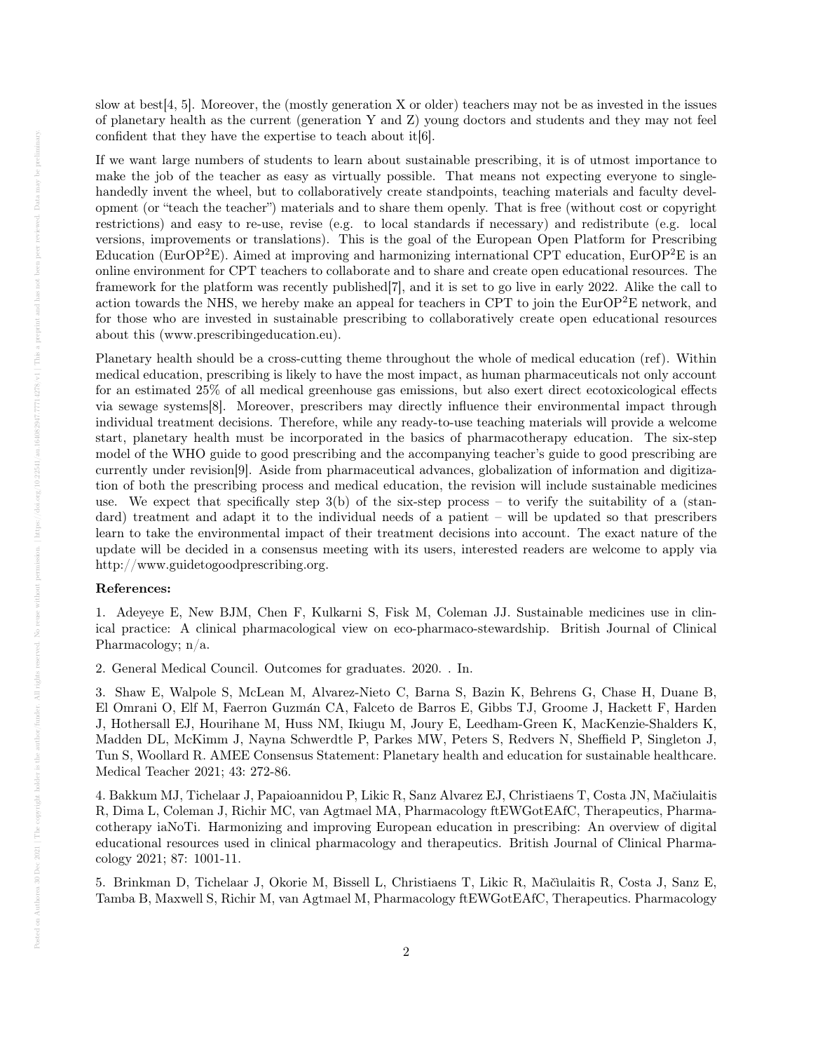slow at best[4, 5]. Moreover, the (mostly generation X or older) teachers may not be as invested in the issues of planetary health as the current (generation Y and Z) young doctors and students and they may not feel confident that they have the expertise to teach about it[6].

If we want large numbers of students to learn about sustainable prescribing, it is of utmost importance to make the job of the teacher as easy as virtually possible. That means not expecting everyone to single-handedly invent the wheel, but to collaboratively create standpoints, teaching materials and faculty development (or "teach the teacher") materials and to share them openly. That is free (without cost or copyright restrictions) and easy to re-use, revise (e.g. to local standards if necessary) and redistribute (e.g. local versions, improvements or translations). This is the goal of the European Open Platform for Prescribing Education (EurOP$^2$E). Aimed at improving and harmonizing international CPT education, EurOP$^2$E is an online environment for CPT teachers to collaborate and to share and create open educational resources. The framework for the platform was recently published[7], and it is set to go live in early 2022. Alike the call to action towards the NHS, we hereby make an appeal for teachers in CPT to join the EurOP$^2$E network, and for those who are invested in sustainable prescribing to collaboratively create open educational resources about this (www.prescribingeducation.eu).

Planetary health should be a cross-cutting theme throughout the whole of medical education (ref). Within medical education, prescribing is likely to have the most impact, as human pharmaceuticals not only account for an estimated 25% of all medical greenhouse gas emissions, but also exert direct ecotoxicological effects via sewage systems[8]. Moreover, prescribers may directly influence their environmental impact through individual treatment decisions. Therefore, while any ready-to-use teaching materials will provide a welcome start, planetary health must be incorporated in the basics of pharmacotherapy education. The six-step model of the WHO guide to good prescribing and the accompanying teacher's guide to good prescribing are currently under revision[9]. Aside from pharmaceutical advances, globalization of information and digitization of both the prescribing process and medical education, the revision will include sustainable medicines use. We expect that specifically step 3(b) of the six-step process – to verify the suitability of a (standard) treatment and adapt it to the individual needs of a patient – will be updated so that prescribers learn to take the environmental impact of their treatment decisions into account. The exact nature of the update will be decided in a consensus meeting with its users, interested readers are welcome to apply via http://www.guidetogoodprescribing.org.

**References:**

1. Adeyeye E, New BJM, Chen F, Kulkarni S, Fisk M, Coleman JJ. Sustainable medicines use in clinical practice: A clinical pharmacological view on eco-pharmaco-stewardship. British Journal of Clinical Pharmacology; n/a.

2. General Medical Council. Outcomes for graduates. 2020. . In.

3. Shaw E, Walpole S, McLean M, Alvarez-Nieto C, Barna S, Bazin K, Behrens G, Chase H, Duane B, El Omrani O, Elf M, Faerron Guzmán CA, Falceto de Barros E, Gibbs TJ, Groome J, Hackett F, Harden J, Hothersall EJ, Hourihane M, Huss NM, Ikiugu M, Joury E, Leedham-Green K, MacKenzie-Shalders K, Madden DL, McKimm J, Nayna Schwerdtle P, Parkes MW, Peters S, Redvers N, Sheffield P, Singleton J, Tun S, Woollard R. AMEE Consensus Statement: Planetary health and education for sustainable healthcare. Medical Teacher 2021; 43: 272-86.

4. Bakkum MJ, Tichelaar J, Papaioannidou P, Likic R, Sanz Alvarez EJ, Christiaens T, Costa JN, Mačiulaitis R, Dima L, Coleman J, Richir MC, van Agtmael MA, Pharmacology ftEWGotEAfC, Therapeutics, Pharmacotherapy iaNoTi. Harmonizing and improving European education in prescribing: An overview of digital educational resources used in clinical pharmacology and therapeutics. British Journal of Clinical Pharmacology 2021; 87: 1001-11.

5. Brinkman D, Tichelaar J, Okorie M, Bissell L, Christiaens T, Likic R, Mačiulaitis R, Costa J, Sanz E, Tamba B, Maxwell S, Richir M, van Agtmael M, Pharmacology ftEWGotEAfC, Therapeutics. Pharmacology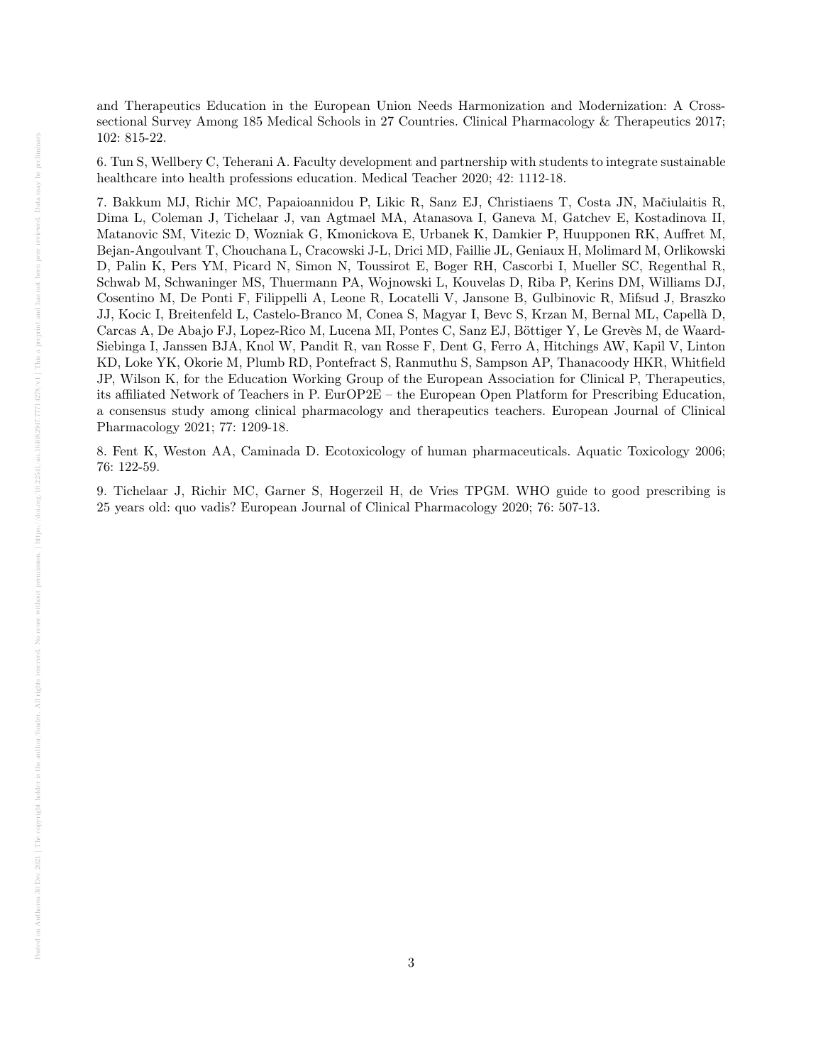and Therapeutics Education in the European Union Needs Harmonization and Modernization: A Cross-sectional Survey Among 185 Medical Schools in 27 Countries. Clinical Pharmacology & Therapeutics 2017; 102: 815-22.

6. Tun S, Wellbery C, Teherani A. Faculty development and partnership with students to integrate sustainable healthcare into health professions education. Medical Teacher 2020; 42: 1112-18.

7. Bakkum MJ, Richir MC, Papaioannidou P, Likic R, Sanz EJ, Christiaens T, Costa JN, Mačiulaitis R, Dima L, Coleman J, Tichelaar J, van Agtmael MA, Atanasova I, Ganeva M, Gatchev E, Kostadinova II, Matanovic SM, Vitezic D, Wozniak G, Kmonickova E, Urbanek K, Damkier P, Huupponen RK, Auffret M, Bejan-Angoulvant T, Chouchana L, Cracowski J-L, Drici MD, Faillie JL, Geniaux H, Molimard M, Orlikowski D, Palin K, Pers YM, Picard N, Simon N, Toussirot E, Boger RH, Cascorbi I, Mueller SC, Regenthal R, Schwab M, Schwaninger MS, Thuermann PA, Wojnowski L, Kouvelas D, Riba P, Kerins DM, Williams DJ, Cosentino M, De Ponti F, Filippelli A, Leone R, Locatelli V, Jansone B, Gulbinovic R, Mifsud J, Braszko JJ, Kocic I, Breitenfeld L, Castelo-Branco M, Conea S, Magyar I, Bevc S, Krzan M, Bernal ML, Capellà D, Carcas A, De Abajo FJ, Lopez-Rico M, Lucena MI, Pontes C, Sanz EJ, Böttiger Y, Le Grevès M, de Waard-Siebinga I, Janssen BJA, Knol W, Pandit R, van Rosse F, Dent G, Ferro A, Hitchings AW, Kapil V, Linton KD, Loke YK, Okorie M, Plumb RD, Pontefract S, Ranmuthu S, Sampson AP, Thanacoody HKR, Whitfield JP, Wilson K, for the Education Working Group of the European Association for Clinical P, Therapeutics, its affiliated Network of Teachers in P. EurOP2E – the European Open Platform for Prescribing Education, a consensus study among clinical pharmacology and therapeutics teachers. European Journal of Clinical Pharmacology 2021; 77: 1209-18.

8. Fent K, Weston AA, Caminada D. Ecotoxicology of human pharmaceuticals. Aquatic Toxicology 2006; 76: 122-59.

9. Tichelaar J, Richir MC, Garner S, Hogerzeil H, de Vries TPGM. WHO guide to good prescribing is 25 years old: quo vadis? European Journal of Clinical Pharmacology 2020; 76: 507-13.